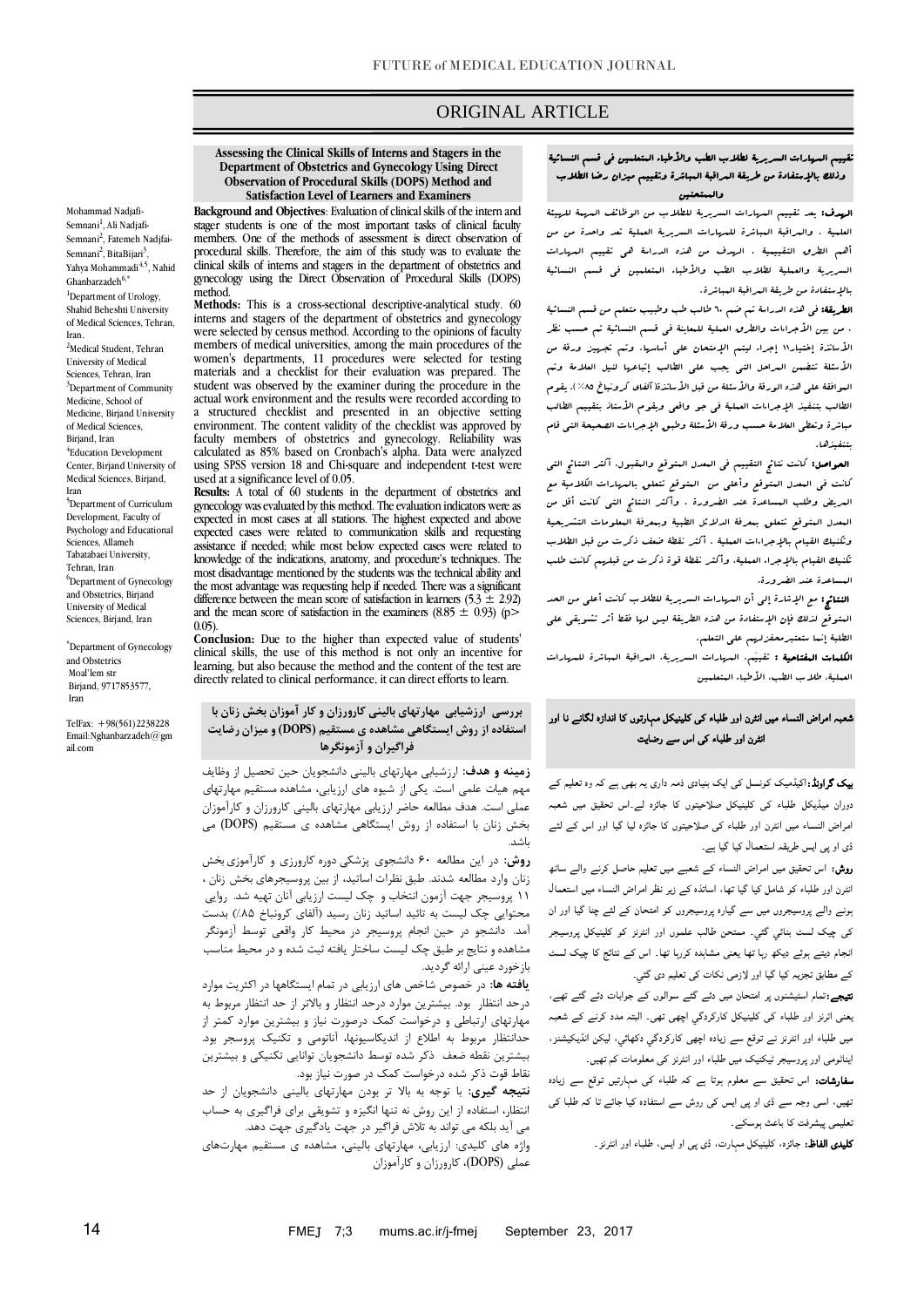ORIGINAL ARTICLE

## Assessing the Clinical Skills of Interns and Stagers in the Department of Obstetrics and Gynecology Using Direct Observation of Procedural Skills (DOPS) Method and Satisfaction Level of Learners and Examiners

Mohammad Nadjafi-Semnani[1], Ali Nadjafi-Semnani[2], Fatemeh Nadjfai-Semnani[2], BitaBijari[3], Yahya Mohammadi[4,5], Nahid Ghanbarzadeh[6,*]

[1]Department of Urology, Shahid Beheshti University of Medical Sciences, Tehran, Iran.
[2]Medical Student, Tehran University of Medical Sciences, Tehran, Iran
[3]Department of Community Medicine, School of Medicine, Birjand University of Medical Sciences, Birjand, Iran
[4]Education Development Center, Birjand University of Medical Sciences, Birjand, Iran
[5]Department of Curriculum Development, Faculty of Psychology and Educational Sciences, Allameh Tabatabaei University, Tehran, Iran
[6]Department of Gynecology and Obstetrics, Birjand University of Medical Sciences, Birjand, Iran

*Department of Gynecology and Obstetrics
Moal'lem str
Birjand, 9717853577, Iran

TelFax: +98(561)2238228
Email:Nghanbarzadeh@gmail.com

**Background and Objectives**: Evaluation of clinical skills of the intern and stager students is one of the most important tasks of clinical faculty members. One of the methods of assessment is direct observation of procedural skills. Therefore, the aim of this study was to evaluate the clinical skills of interns and stagers in the department of obstetrics and gynecology using the Direct Observation of Procedural Skills (DOPS) method.

**Methods:** This is a cross-sectional descriptive-analytical study. 60 interns and stagers of the department of obstetrics and gynecology were selected by census method. According to the opinions of faculty members of medical universities, among the main procedures of the women's departments, 11 procedures were selected for testing materials and a checklist for their evaluation was prepared. The student was observed by the examiner during the procedure in the actual work environment and the results were recorded according to a structured checklist and presented in an objective setting environment. The content validity of the checklist was approved by faculty members of obstetrics and gynecology. Reliability was calculated as 85% based on Cronbach's alpha. Data were analyzed using SPSS version 18 and Chi-square and independent t-test were used at a significance level of 0.05.

**Results:** A total of 60 students in the department of obstetrics and gynecology were evaluated by this method. The evaluation indicators were as expected in most cases at all stations. The highest expected and above expected cases were related to communication skills and requesting assistance if needed; while most below expected cases were related to knowledge of the indications, anatomy, and procedure's techniques. The most disadvantage mentioned by the students was the technical ability and the most advantage was requesting help if needed. There was a significant difference between the mean score of satisfaction in learners ($5.3 \pm 2.92$) and the mean score of satisfaction in the examiners ($8.85 \pm 0.93$) ($p > 0.05$).

**Conclusion:** Due to the higher than expected value of students' clinical skills, the use of this method is not only an incentive for learning, but also because the method and the content of the test are directly related to clinical performance, it can direct efforts to learn.

## تقييم المهارات السريرية لطلاب الطب والأطباء المتعلمين في قسم النسائية وذلك بالإستفادة من طريقة المراقبة المباشرة وتقييم ميزان رضا الطلاب والممتحنين

**الهدف:** يعد تقييم المهارات السريرية للطلاب من الوظائف المهمة للهيئة العلمية . والمراقبة المباشرة للمهارات السريرية العملية تعد واحدة من من أهم الطرق التقييمية . الهدف من هذه الدراسة هي تقييم المهارات السريرية والعملية لطلاب الطب والأطباء المتعلمين في قسم النسائية بالإستفادة من طريقة المراقبة المباشرة.

**الطريقة:** في هذه الدراسة تم ضم ٦٠ طالب طب وطبيب متعلم من قسم النسائية . من بين الإجراءات والطرق العملية للمعاينة في قسم النسائية تم حسب نظر الأساتذة إختيار١١ إجراء ليتم الإمتحان على أساسها. وتم تجهيز ورقة من الأسئلة تتضمن المراحل التي يجب على الطالب إتباعها لنيل العلامة وتم الموافقة على هذه الورقة والأسئلة من قبل الأساتذة آلفای کرونباخ ٨٥٪. يقوم الطالب بتنفيذ الإجراءات العملية في جو واقعي ويقوم الأستاذ بتقييم الطالب مباشرة وتعطى العلامة حسب ورقة الأسئلة وطبق الإجراءات الصحيحة التي قام بتنفيذها.

**الحواصل:** كانت نتائج التقييم في المعدل المتوقع والمقبول. أكثر النتائج التي كانت في المعدل المتوقع وأعلى من المتوقع تتعلق بالمهارات الكلامية مع المريض وطلب المساعدة عند الضرورة . وأكثر النتائج التي كانت أقل من المعدل المتوقع تتعلق بمعرفة الدلائل الطبية وبمعرفة المعلومات التشريحية وتكنيك القيام بالإجراءات العملية . أكثر نقطة ضعف ذكرت من قبل الطلاب تكنيك القيام بالإجراء العملية. وأكثر نقطة قوة ذكرت من قبلهم كانت طلب المساعدة عند الضرورة.

**النتائج:** مع الإشارة إلى أن المهارات السريرية للطلاب كانت أعلى من الحد المتوقع لذلك فإن الإستفادة من هذه الطريقة ليس لها فقط أثر تشويقي على الطلبة إنما ستعتبرمحفزلهم على التعلم.

**الكلمات المفتاحية :** تقييم، المهارات السريرية، المراقبة المباشرة للمهارات العملية، طلاب الطب، الأطباء المتعلمين

## شعبہ امراض النساء میں انٹرن اور طلباء کی کلینیکل مہارتوں کا اندازہ لگانے نا اور انٹرن اور طلباء کی اس سے رضایت

**بیک گراونڈ:** اکیڈمیک کونسل کی ایک بنیادی ذمہ داری یہ بھی ہے کہ وہ تعلیم کے دوران میڈیکل طلباء کی کلینیکل صلاحیتوں کا جائزہ لے۔اس تحقیق میں شعبہ امراض النساء میں انٹرن اور طلباء کی صلاحیتوں کا جائزہ لیا گیا اور اس کے لئے ڈی او پی ایس طریقہ استعمال کیا گیا ہے۔

**روش:** اس تحقیق میں امراض النساء کے شعبے میں تعلیم حاصل کرنے والے ساٹھ انٹرن اور طلباء کو شامل کیا گیا تھا، اساتذہ کے زیر نظر امراض النساء میں استعمال ہونے والے پروسیجروں میں سے گیارہ پروسیجروں کو امتحان کے لئے چنا گیا اور ان کی چیک لسٹ بنائي گئي۔ ممتحن طالب علموں اور انٹرنز کو کلینیکل پروسیجر انجام دیتے ہوئے دیکھ رہا تھا یعنی مشاہدہ کررہا تھا۔ اس کے نتائج کا چیک لسٹ کے مطابق تجزیہ کیا گيا اور لازمی نکات کی تعلیم دی گئي۔

**نتیجے:** تمام اسٹیشنوں پر امتحان میں دئے گئے سوالوں کے جوابات دئے گئے تھے، یعنی انٹرز اور طلباء کی کلینیکل کارکردگي اچھی تھی۔ البتہ مدد کرنے کے شعبہ میں طلباء اور انٹرنز نے توقع سے زیادہ اچھی کارکردگي دکھائي، لیکن انڈیکیشنز، ایناٹومی اور پروسیجر ٹیکنیک میں طلباء اور انٹرنز کی معلومات کم تھیں۔

**سفارشات:** اس تحقیق سے معلوم ہوتا ہے کہ طلباء کی مہارتیں توقع سے زیادہ تھیں، اسی وجہ سے ڈی او پی ایس کی روش سے استفادہ کیا جائے تا کہ طلبا کی تعلیمی پیشرفت کا باعث ہوسکے۔

**کلیدی الفاظ:** جائزہ، کلینیکل مہارت، ڈی پی او ایس، طلباء اور انٹرنز۔

## بررسی ارزشیابی مهارتهای بالینی کارورزان و کار آموزان بخش زنان با استفاده از روش ایستگاهی مشاهده ی مستقیم (DOPS) و میزان رضایت فراگیران و آزمونگرها

**زمینه و هدف:** ارزشیابی مهارتهای بالینی دانشجویان حین تحصیل از وظایف مهم هیات علمی است. یکی از شیوه های ارزیابی، مشاهده مستقیم مهارتهای عملی است. هدف مطالعه حاضر ارزیابی مهارتهای بالینی کارورزان و کارآموزان بخش زنان با استفاده از روش ایستگاهی مشاهده ی مستقیم (DOPS) می باشد.

**روش:** در این مطالعه ۶۰ دانشجوی پزشکی دوره کارورزی و کارآموزی بخش زنان وارد مطالعه شدند. طبق نظرات اساتید، از بین پروسیجرهای بخش زنان ، ۱۱ پروسیجر جهت آزمون انتخاب و چک لیست ارزیابی آنان تهیه شد. روایی محتوایی چک لیست به تائید اساتید زنان رسید (آلفای کرونباخ ۸۵٪) بدست آمد. دانشجو در حین انجام پروسیجر در محیط کار واقعی توسط آزمونگر مشاهده و نتایج بر طبق چک لیست ساختار یافته ثبت شده و در محیط مناسب بازخورد عینی ارائه گردید.

**یافته ها:** در خصوص شاخص های ارزیابی در تمام ایستگاهها در اکثریت موارد درحد انتظار بود. بیشترین موارد درحد انتظار و بالاتر از حد انتظار مربوط به مهارتهای ارتباطی و درخواست کمک درصورت نیاز و بیشترین موارد کمتر از حدانتظار مربوط به اطلاع از اندیکاسیونها، آناتومی و تکنیک پروسیجر بود. بیشترین نقطه ضعف ذکر شده توسط دانشجویان توانایی تکنیکی و بیشترین نقاط قوت ذکر شده درخواست کمک در صورت نیاز بود.

**نتیجه گیری:** با توجه به بالا تر بودن مهارتهای بالینی دانشجویان از حد انتظار، استفاده از این روش نه تنها انگیزه و تشویقی برای فراگیری به حساب می آید بلکه می تواند به تلاش فراگیر در جهت یادگیری جهت دهد.

واژه های کلیدی: ارزیابی، مهارتهای بالینی، مشاهده ی مستقیم مهارتهای عملی (DOPS)، کارورزان و کارآموزان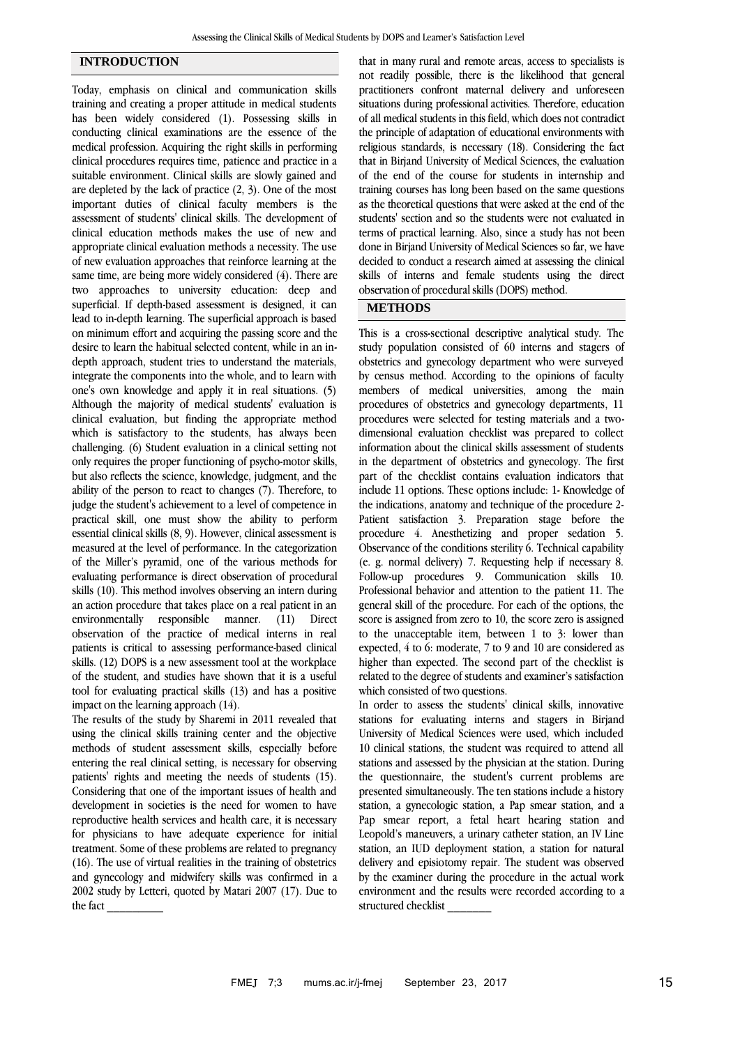## INTRODUCTION

Today, emphasis on clinical and communication skills training and creating a proper attitude in medical students has been widely considered (1). Possessing skills in conducting clinical examinations are the essence of the medical profession. Acquiring the right skills in performing clinical procedures requires time, patience and practice in a suitable environment. Clinical skills are slowly gained and are depleted by the lack of practice (2, 3). One of the most important duties of clinical faculty members is the assessment of students' clinical skills. The development of clinical education methods makes the use of new and appropriate clinical evaluation methods a necessity. The use of new evaluation approaches that reinforce learning at the same time, are being more widely considered (4). There are two approaches to university education: deep and superficial. If depth-based assessment is designed, it can lead to in-depth learning. The superficial approach is based on minimum effort and acquiring the passing score and the desire to learn the habitual selected content, while in an in-depth approach, student tries to understand the materials, integrate the components into the whole, and to learn with one's own knowledge and apply it in real situations. (5) Although the majority of medical students' evaluation is clinical evaluation, but finding the appropriate method which is satisfactory to the students, has always been challenging. (6) Student evaluation in a clinical setting not only requires the proper functioning of psycho-motor skills, but also reflects the science, knowledge, judgment, and the ability of the person to react to changes (7). Therefore, to judge the student's achievement to a level of competence in practical skill, one must show the ability to perform essential clinical skills (8, 9). However, clinical assessment is measured at the level of performance. In the categorization of the Miller's pyramid, one of the various methods for evaluating performance is direct observation of procedural skills (10). This method involves observing an intern during an action procedure that takes place on a real patient in an environmentally responsible manner. (11) Direct observation of the practice of medical interns in real patients is critical to assessing performance-based clinical skills. (12) DOPS is a new assessment tool at the workplace of the student, and studies have shown that it is a useful tool for evaluating practical skills (13) and has a positive impact on the learning approach (14).

The results of the study by Sharemi in 2011 revealed that using the clinical skills training center and the objective methods of student assessment skills, especially before entering the real clinical setting, is necessary for observing patients' rights and meeting the needs of students (15). Considering that one of the important issues of health and development in societies is the need for women to have reproductive health services and health care, it is necessary for physicians to have adequate experience for initial treatment. Some of these problems are related to pregnancy (16). The use of virtual realities in the training of obstetrics and gynecology and midwifery skills was confirmed in a 2002 study by Letteri, quoted by Matari 2007 (17). Due to the fact that in many rural and remote areas, access to specialists is not readily possible, there is the likelihood that general practitioners confront maternal delivery and unforeseen situations during professional activities. Therefore, education of all medical students in this field, which does not contradict the principle of adaptation of educational environments with religious standards, is necessary (18). Considering the fact that in Birjand University of Medical Sciences, the evaluation of the end of the course for students in internship and training courses has long been based on the same questions as the theoretical questions that were asked at the end of the students' section and so the students were not evaluated in terms of practical learning. Also, since a study has not been done in Birjand University of Medical Sciences so far, we have decided to conduct a research aimed at assessing the clinical skills of interns and female students using the direct observation of procedural skills (DOPS) method.

## METHODS

This is a cross-sectional descriptive analytical study. The study population consisted of 60 interns and stagers of obstetrics and gynecology department who were surveyed by census method. According to the opinions of faculty members of medical universities, among the main procedures of obstetrics and gynecology departments, 11 procedures were selected for testing materials and a two-dimensional evaluation checklist was prepared to collect information about the clinical skills assessment of students in the department of obstetrics and gynecology. The first part of the checklist contains evaluation indicators that include 11 options. These options include: 1- Knowledge of the indications, anatomy and technique of the procedure 2- Patient satisfaction 3. Preparation stage before the procedure 4. Anesthetizing and proper sedation 5. Observance of the conditions sterility 6. Technical capability (e. g. normal delivery) 7. Requesting help if necessary 8. Follow-up procedures 9. Communication skills 10. Professional behavior and attention to the patient 11. The general skill of the procedure. For each of the options, the score is assigned from zero to 10, the score zero is assigned to the unacceptable item, between 1 to 3: lower than expected, 4 to 6: moderate, 7 to 9 and 10 are considered as higher than expected. The second part of the checklist is related to the degree of students and examiner's satisfaction which consisted of two questions.

In order to assess the students' clinical skills, innovative stations for evaluating interns and stagers in Birjand University of Medical Sciences were used, which included 10 clinical stations, the student was required to attend all stations and assessed by the physician at the station. During the questionnaire, the student's current problems are presented simultaneously. The ten stations include a history station, a gynecologic station, a Pap smear station, and a Pap smear report, a fetal heart hearing station and Leopold's maneuvers, a urinary catheter station, an IV Line station, an IUD deployment station, a station for natural delivery and episiotomy repair. The student was observed by the examiner during the procedure in the actual work environment and the results were recorded according to a structured checklist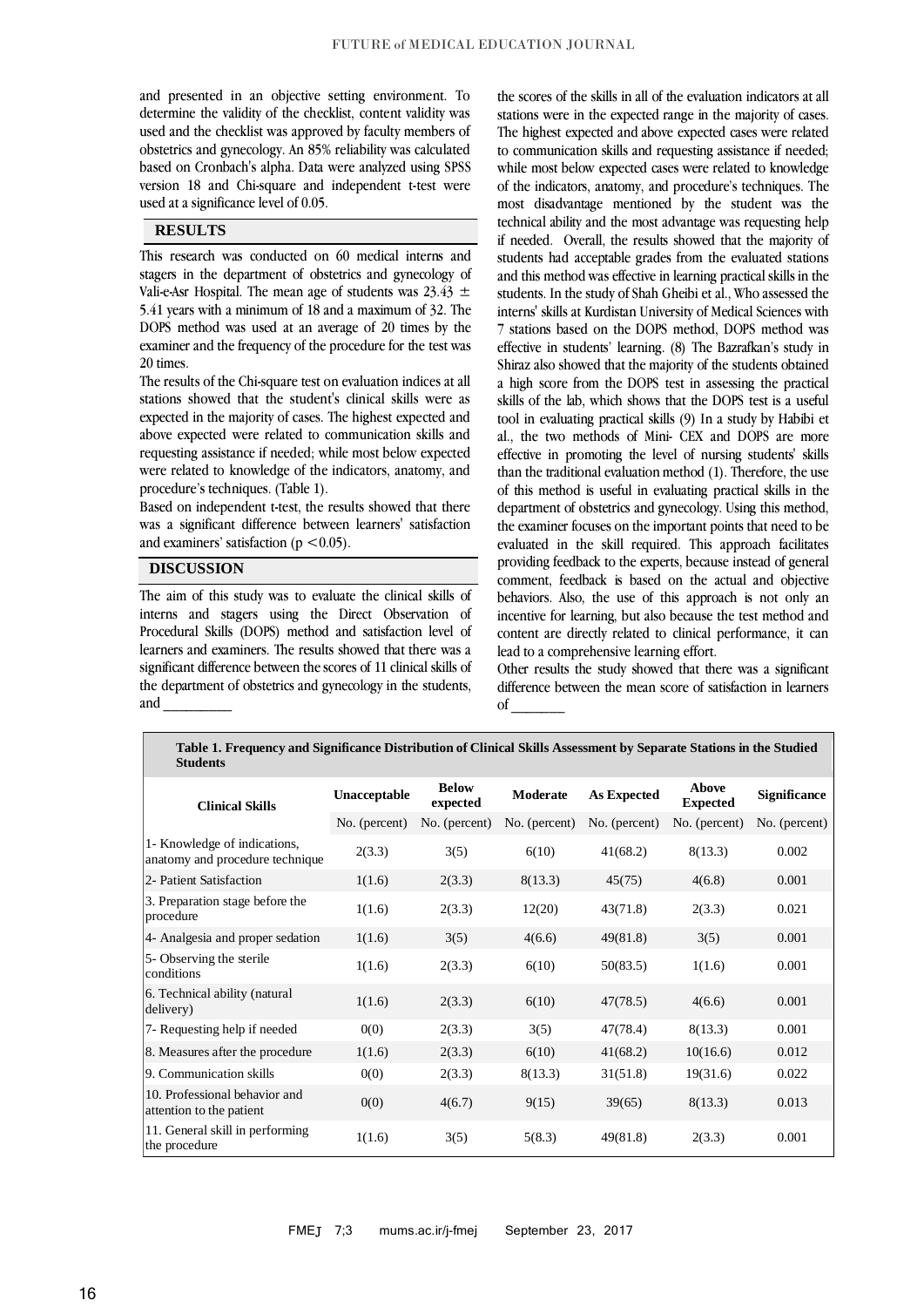and presented in an objective setting environment. To determine the validity of the checklist, content validity was used and the checklist was approved by faculty members of obstetrics and gynecology. An 85% reliability was calculated based on Cronbach's alpha. Data were analyzed using SPSS version 18 and Chi-square and independent t-test were used at a significance level of 0.05.

## RESULTS

This research was conducted on 60 medical interns and stagers in the department of obstetrics and gynecology of Vali-e-Asr Hospital. The mean age of students was 23.43 ± 5.41 years with a minimum of 18 and a maximum of 32. The DOPS method was used at an average of 20 times by the examiner and the frequency of the procedure for the test was 20 times.

The results of the Chi-square test on evaluation indices at all stations showed that the student's clinical skills were as expected in the majority of cases. The highest expected and above expected were related to communication skills and requesting assistance if needed; while most below expected were related to knowledge of the indicators, anatomy, and procedure's techniques. (Table 1).

Based on independent t-test, the results showed that there was a significant difference between learners' satisfaction and examiners' satisfaction ($p < 0.05$).

## DISCUSSION

The aim of this study was to evaluate the clinical skills of interns and stagers using the Direct Observation of Procedural Skills (DOPS) method and satisfaction level of learners and examiners. The results showed that there was a significant difference between the scores of 11 clinical skills of the department of obstetrics and gynecology in the students, and the scores of the skills in all of the evaluation indicators at all stations were in the expected range in the majority of cases. The highest expected and above expected cases were related to communication skills and requesting assistance if needed; while most below expected cases were related to knowledge of the indicators, anatomy, and procedure's techniques. The most disadvantage mentioned by the student was the technical ability and the most advantage was requesting help if needed. Overall, the results showed that the majority of students had acceptable grades from the evaluated stations and this method was effective in learning practical skills in the students. In the study of Shah Gheibi et al., Who assessed the interns' skills at Kurdistan University of Medical Sciences with 7 stations based on the DOPS method, DOPS method was effective in students' learning. (8) The Bazrafkan's study in Shiraz also showed that the majority of the students obtained a high score from the DOPS test in assessing the practical skills of the lab, which shows that the DOPS test is a useful tool in evaluating practical skills (9) In a study by Habibi et al., the two methods of Mini- CEX and DOPS are more effective in promoting the level of nursing students' skills than the traditional evaluation method (1). Therefore, the use of this method is useful in evaluating practical skills in the department of obstetrics and gynecology. Using this method, the examiner focuses on the important points that need to be evaluated in the skill required. This approach facilitates providing feedback to the experts, because instead of general comment, feedback is based on the actual and objective behaviors. Also, the use of this approach is not only an incentive for learning, but also because the test method and content are directly related to clinical performance, it can lead to a comprehensive learning effort.

Other results the study showed that there was a significant difference between the mean score of satisfaction in learners of

**Table 1. Frequency and Significance Distribution of Clinical Skills Assessment by Separate Stations in the Studied Students**

| Clinical Skills | Unacceptable | Below expected | Moderate | As Expected | Above Expected | Significance |
|---|---|---|---|---|---|---|
| | No. (percent) | No. (percent) | No. (percent) | No. (percent) | No. (percent) | No. (percent) |
| 1- Knowledge of indications, anatomy and procedure technique | 2(3.3) | 3(5) | 6(10) | 41(68.2) | 8(13.3) | 0.002 |
| 2- Patient Satisfaction | 1(1.6) | 2(3.3) | 8(13.3) | 45(75) | 4(6.8) | 0.001 |
| 3. Preparation stage before the procedure | 1(1.6) | 2(3.3) | 12(20) | 43(71.8) | 2(3.3) | 0.021 |
| 4- Analgesia and proper sedation | 1(1.6) | 3(5) | 4(6.6) | 49(81.8) | 3(5) | 0.001 |
| 5- Observing the sterile conditions | 1(1.6) | 2(3.3) | 6(10) | 50(83.5) | 1(1.6) | 0.001 |
| 6. Technical ability (natural delivery) | 1(1.6) | 2(3.3) | 6(10) | 47(78.5) | 4(6.6) | 0.001 |
| 7- Requesting help if needed | 0(0) | 2(3.3) | 3(5) | 47(78.4) | 8(13.3) | 0.001 |
| 8. Measures after the procedure | 1(1.6) | 2(3.3) | 6(10) | 41(68.2) | 10(16.6) | 0.012 |
| 9. Communication skills | 0(0) | 2(3.3) | 8(13.3) | 31(51.8) | 19(31.6) | 0.022 |
| 10. Professional behavior and attention to the patient | 0(0) | 4(6.7) | 9(15) | 39(65) | 8(13.3) | 0.013 |
| 11. General skill in performing the procedure | 1(1.6) | 3(5) | 5(8.3) | 49(81.8) | 2(3.3) | 0.001 |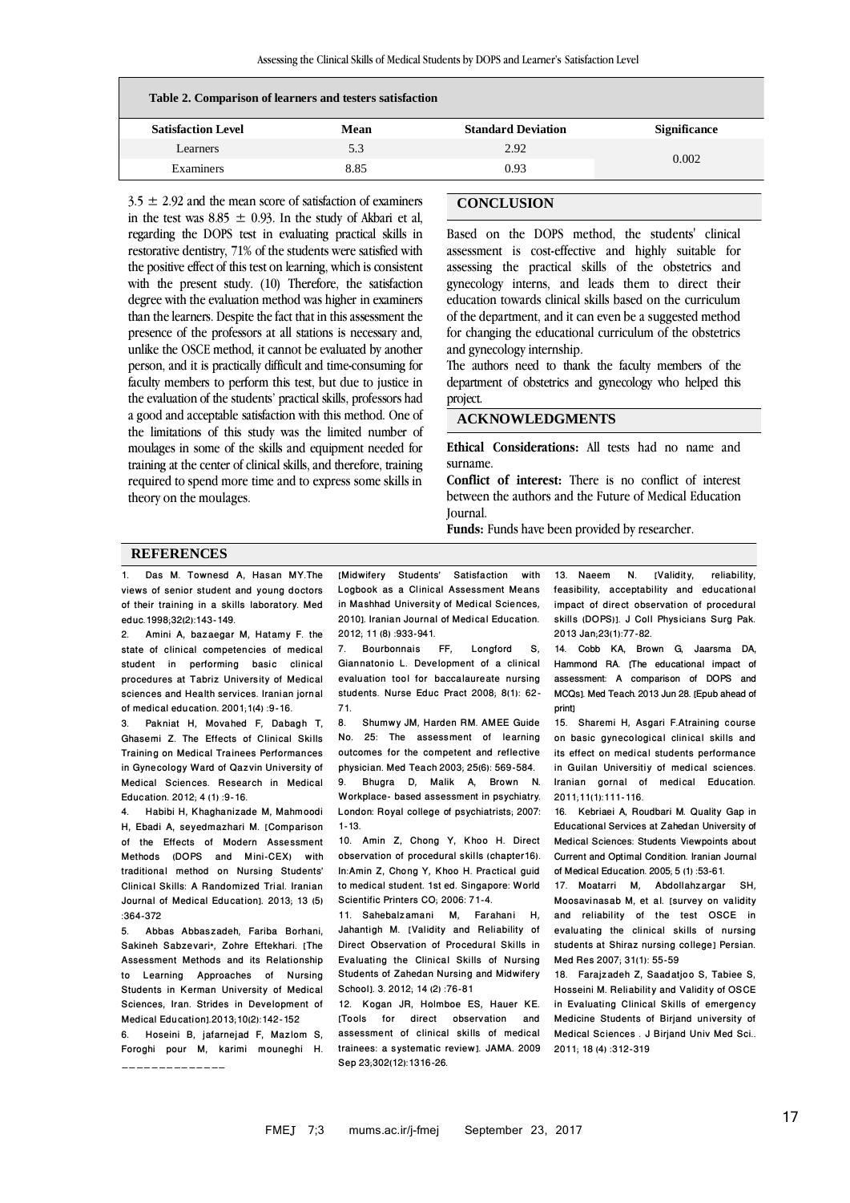**Table 2. Comparison of learners and testers satisfaction**

| Satisfaction Level | Mean | Standard Deviation | Significance |
|---|---|---|---|
| Learners | 5.3 | 2.92 | 0.002 |
| Examiners | 8.85 | 0.93 | |

$3.5 \pm 2.92$ and the mean score of satisfaction of examiners in the test was $8.85 \pm 0.93$. In the study of Akbari et al, regarding the DOPS test in evaluating practical skills in restorative dentistry, 71% of the students were satisfied with the positive effect of this test on learning, which is consistent with the present study. (10) Therefore, the satisfaction degree with the evaluation method was higher in examiners than the learners. Despite the fact that in this assessment the presence of the professors at all stations is necessary and, unlike the OSCE method, it cannot be evaluated by another person, and it is practically difficult and time-consuming for faculty members to perform this test, but due to justice in the evaluation of the students' practical skills, professors had a good and acceptable satisfaction with this method. One of the limitations of this study was the limited number of moulages in some of the skills and equipment needed for training at the center of clinical skills, and therefore, training required to spend more time and to express some skills in theory on the moulages.

## CONCLUSION

Based on the DOPS method, the students' clinical assessment is cost-effective and highly suitable for assessing the practical skills of the obstetrics and gynecology interns, and leads them to direct their education towards clinical skills based on the curriculum of the department, and it can even be a suggested method for changing the educational curriculum of the obstetrics and gynecology internship.

The authors need to thank the faculty members of the department of obstetrics and gynecology who helped this project.

## ACKNOWLEDGMENTS

**Ethical Considerations:** All tests had no name and surname.

**Conflict of interest:** There is no conflict of interest between the authors and the Future of Medical Education Journal.

**Funds:** Funds have been provided by researcher.

## REFERENCES

1. Das M. Townesd A, Hasan MY.The views of senior student and young doctors of their training in a skills laboratory. Med educ.1998;32(2):143-149.
2. Amini A, bazaegar M, Hatamy F. the state of clinical competencies of medical student in performing basic clinical procedures at Tabriz University of Medical sciences and Health services. Iranian jornal of medical education. 2001;1(4) :9-16.
3. Pakniat H, Movahed F, Dabagh T, Ghasemi Z. The Effects of Clinical Skills Training on Medical Trainees Performances in Gynecology Ward of Qazvin University of Medical Sciences. Research in Medical Education. 2012; 4 (1) :9-16.
4. Habibi H, Khaghanizade M, Mahmoodi H, Ebadi A, seyedmazhari M. [Comparison of the Effects of Modern Assessment Methods (DOPS and Mini-CEX) with traditional method on Nursing Students' Clinical Skills: A Randomized Trial. Iranian Journal of Medical Education]. 2013; 13 (5) :364-372
5. Abbas Abbaszadeh, Fariba Borhani, Sakineh Sabzevari*, Zohre Eftekhari. [The Assessment Methods and its Relationship to Learning Approaches of Nursing Students in Kerman University of Medical Sciences, Iran. Strides in Development of Medical Education].2013;10(2):142-152
6. Hoseini B, jafarnejad F, Mazlom S, Foroghi pour M, karimi mouneghi H. [Midwifery Students' Satisfaction with Logbook as a Clinical Assessment Means in Mashhad University of Medical Sciences, 2010]. Iranian Journal of Medical Education. 2012; 11 (8) :933-941.
7. Bourbonnais FF, Longford S, Giannatonio L. Development of a clinical evaluation tool for baccalaureate nursing students. Nurse Educ Pract 2008; 8(1): 62-71.
8. Shumwy JM, Harden RM. AMEE Guide No. 25: The assessment of learning outcomes for the competent and reflective physician. Med Teach 2003; 25(6): 569-584.
9. Bhugra D, Malik A, Brown N. Workplace- based assessment in psychiatry. London: Royal college of psychiatrists; 2007: 1-13.
10. Amin Z, Chong Y, Khoo H. Direct observation of procedural skills (chapter16). In:Amin Z, Chong Y, Khoo H. Practical guid to medical student. 1st ed. Singapore: World Scientific Printers CO; 2006: 71-4.
11. Sahebalzamani M, Farahani H, Jahantigh M. [Validity and Reliability of Direct Observation of Procedural Skills in Evaluating the Clinical Skills of Nursing Students of Zahedan Nursing and Midwifery School]. 3. 2012; 14 (2) :76-81
12. Kogan JR, Holmboe ES, Hauer KE. [Tools for direct observation and assessment of clinical skills of medical trainees: a systematic review]. JAMA. 2009 Sep 23;302(12):1316-26.
13. Naeem N. [Validity, reliability, feasibility, acceptability and educational impact of direct observation of procedural skills (DOPS)]. J Coll Physicians Surg Pak. 2013 Jan;23(1):77-82.
14. Cobb KA, Brown G, Jaarsma DA, Hammond RA. [The educational impact of assessment: A comparison of DOPS and MCQs]. Med Teach. 2013 Jun 28. [Epub ahead of print]
15. Sharemi H, Asgari F.Atraining course on basic gynecological clinical skills and its effect on medical students performance in Guilan Universitiy of medical sciences. Iranian gornal of medical Education. 2011;11(1):111-116.
16. Kebriaei A, Roudbari M. Quality Gap in Educational Services at Zahedan University of Medical Sciences: Students Viewpoints about Current and Optimal Condition. Iranian Journal of Medical Education. 2005; 5 (1) :53-61.
17. Moatarri M, Abdollahzargar SH, Moosavinasab M, et al. [survey on validity and reliability of the test OSCE in evaluating the clinical skills of nursing students at Shiraz nursing college] Persian. Med Res 2007; 31(1): 55-59
18. Farajzadeh Z, Saadatjoo S, Tabiee S, Hosseini M. Reliability and Validity of OSCE in Evaluating Clinical Skills of emergency Medicine Students of Birjand university of Medical Sciences . J Birjand Univ Med Sci.. 2011; 18 (4) :312-319